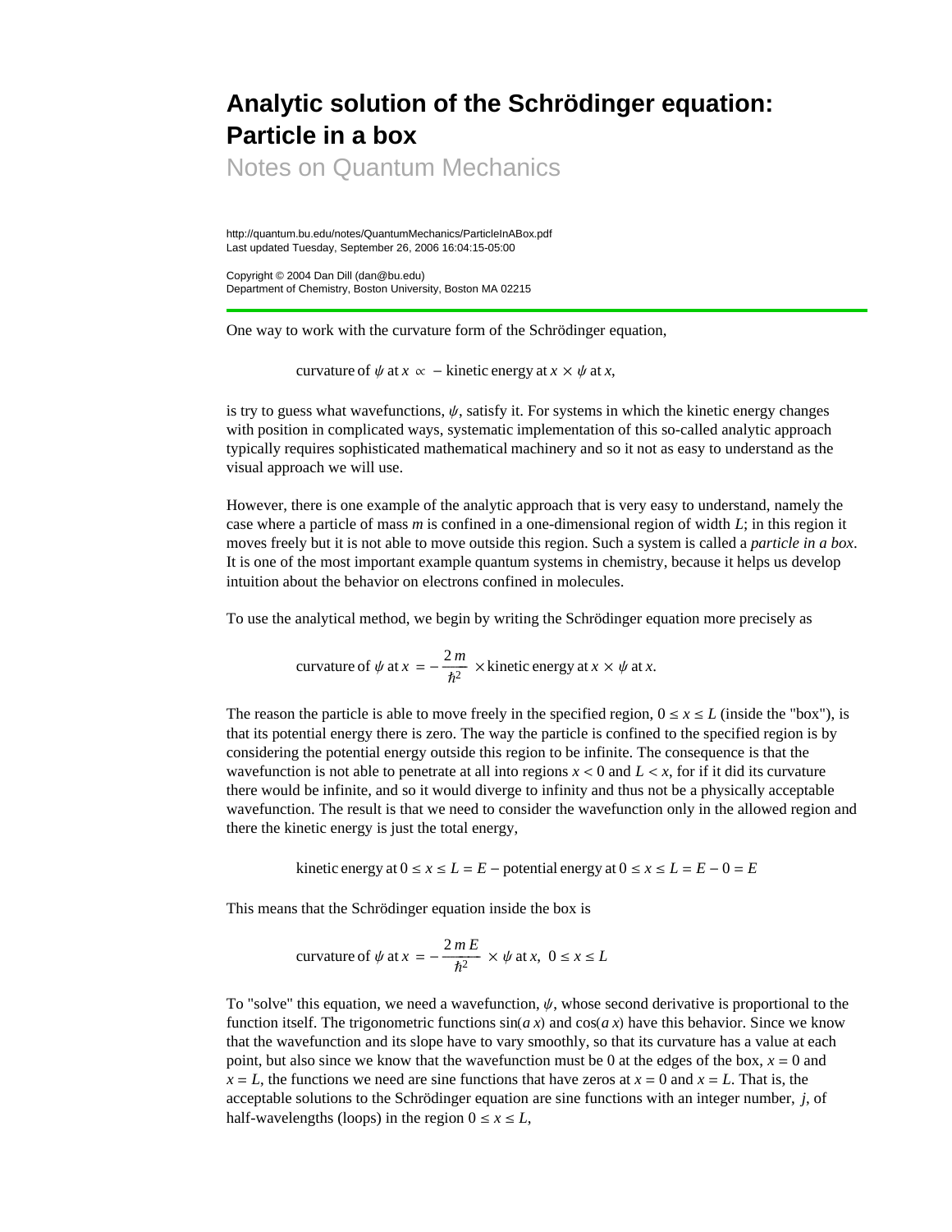# Analytic solution of the Schrödinger equation: Particle in a box

Notes on Quantum Mechanics

http://quantum.bu.edu/notes/QuantumMechanics/ParticleInABox.pdf
Last updated Tuesday, September 26, 2006 16:04:15-05:00

Copyright © 2004 Dan Dill (dan@bu.edu)
Department of Chemistry, Boston University, Boston MA 02215

---

One way to work with the curvature form of the Schrödinger equation,

$$\text{curvature of } \psi \text{ at } x \propto -\text{kinetic energy at } x \times \psi \text{ at } x,$$

is try to guess what wavefunctions, $\psi$, satisfy it. For systems in which the kinetic energy changes with position in complicated ways, systematic implementation of this so-called analytic approach typically requires sophisticated mathematical machinery and so it not as easy to understand as the visual approach we will use.

However, there is one example of the analytic approach that is very easy to understand, namely the case where a particle of mass $m$ is confined in a one-dimensional region of width $L$; in this region it moves freely but it is not able to move outside this region. Such a system is called a *particle in a box*. It is one of the most important example quantum systems in chemistry, because it helps us develop intuition about the behavior on electrons confined in molecules.

To use the analytical method, we begin by writing the Schrödinger equation more precisely as

$$\text{curvature of } \psi \text{ at } x = -\frac{2\,m}{\hbar^2} \times \text{kinetic energy at } x \times \psi \text{ at } x.$$

The reason the particle is able to move freely in the specified region, $0 \le x \le L$ (inside the "box"), is that its potential energy there is zero. The way the particle is confined to the specified region is by considering the potential energy outside this region to be infinite. The consequence is that the wavefunction is not able to penetrate at all into regions $x < 0$ and $L < x$, for if it did its curvature there would be infinite, and so it would diverge to infinity and thus not be a physically acceptable wavefunction. The result is that we need to consider the wavefunction only in the allowed region and there the kinetic energy is just the total energy,

$$\text{kinetic energy at } 0 \le x \le L = E - \text{potential energy at } 0 \le x \le L = E - 0 = E$$

This means that the Schrödinger equation inside the box is

$$\text{curvature of } \psi \text{ at } x = -\frac{2\,m\,E}{\hbar^2} \times \psi \text{ at } x,\ \ 0 \le x \le L$$

To "solve" this equation, we need a wavefunction, $\psi$, whose second derivative is proportional to the function itself. The trigonometric functions $\sin(a\,x)$ and $\cos(a\,x)$ have this behavior. Since we know that the wavefunction and its slope have to vary smoothly, so that its curvature has a value at each point, but also since we know that the wavefunction must be 0 at the edges of the box, $x = 0$ and $x = L$, the functions we need are sine functions that have zeros at $x = 0$ and $x = L$. That is, the acceptable solutions to the Schrödinger equation are sine functions with an integer number, $j$, of half-wavelengths (loops) in the region $0 \le x \le L$,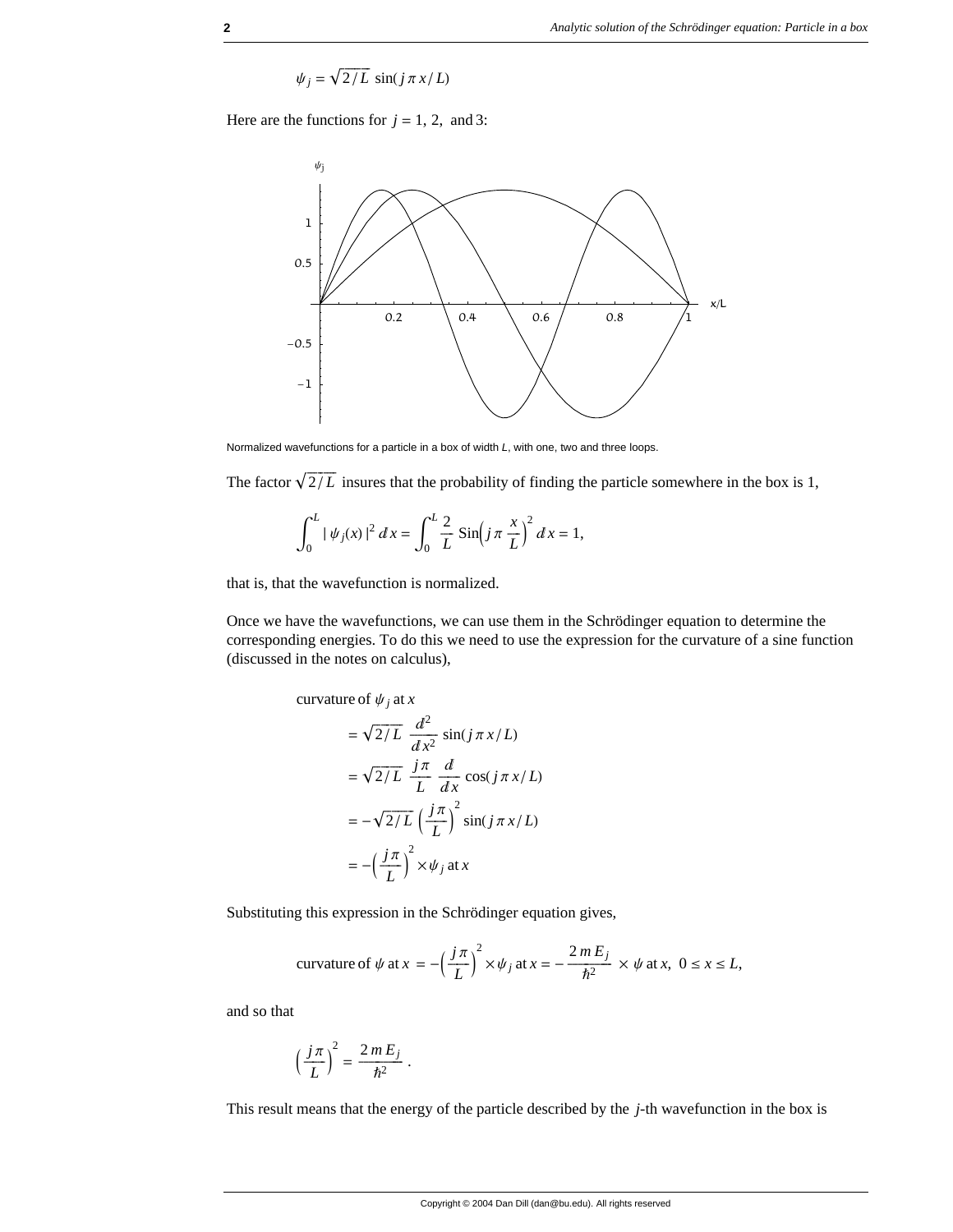$$\psi_j = \sqrt{2/L}\ \sin(j\,\pi\,x/L)$$

Here are the functions for $j = 1, 2,$ and 3:

Normalized wavefunctions for a particle in a box of width $L$, with one, two and three loops.

The factor $\sqrt{2/L}$ insures that the probability of finding the particle somewhere in the box is 1,

$$\int_0^L |\,\psi_j(x)\,|^2\,dx = \int_0^L \frac{2}{L}\,\text{Sin}\Big(j\,\pi\,\frac{x}{L}\Big)^2\,dx = 1,$$

that is, that the wavefunction is normalized.

Once we have the wavefunctions, we can use them in the Schrödinger equation to determine the corresponding energies. To do this we need to use the expression for the curvature of a sine function (discussed in the notes on calculus),

$$\begin{aligned}
&\text{curvature of } \psi_j \text{ at } x \\
&\quad= \sqrt{2/L}\ \frac{d^2}{dx^2}\sin(j\,\pi\,x/L) \\
&\quad= \sqrt{2/L}\ \frac{j\,\pi}{L}\ \frac{d}{dx}\cos(j\,\pi\,x/L) \\
&\quad= -\sqrt{2/L}\left(\frac{j\,\pi}{L}\right)^2 \sin(j\,\pi\,x/L) \\
&\quad= -\left(\frac{j\,\pi}{L}\right)^2 \times \psi_j \text{ at } x
\end{aligned}$$

Substituting this expression in the Schrödinger equation gives,

$$\text{curvature of } \psi \text{ at } x = -\left(\frac{j\,\pi}{L}\right)^2 \times \psi_j \text{ at } x = -\frac{2\,m\,E_j}{\hbar^2} \times \psi \text{ at } x,\ \ 0 \le x \le L,$$

and so that

$$\left(\frac{j\,\pi}{L}\right)^2 = \frac{2\,m\,E_j}{\hbar^2}\,.$$

This result means that the energy of the particle described by the $j$-th wavefunction in the box is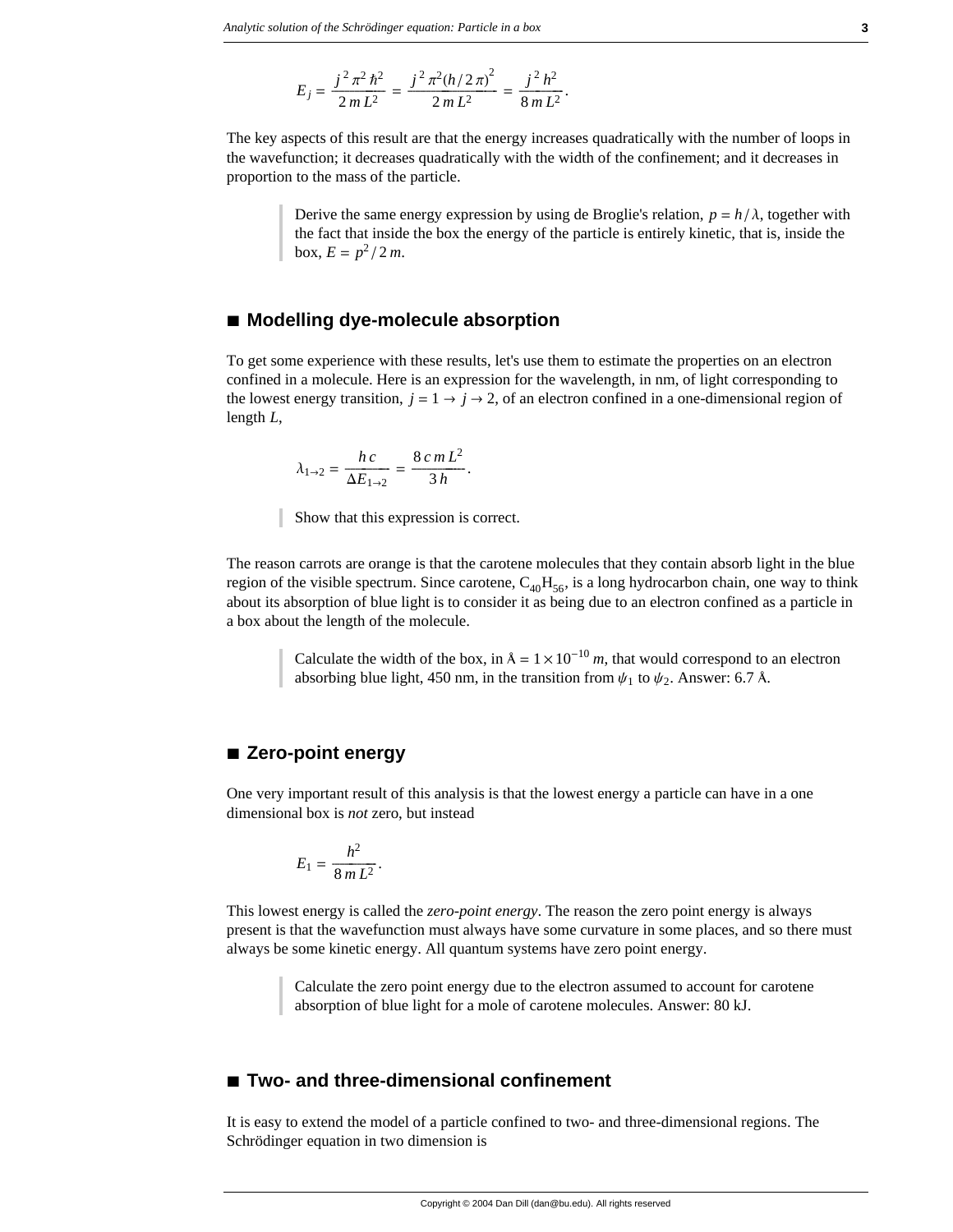$$E_j = \frac{j^2 \pi^2 \hbar^2}{2 m L^2} = \frac{j^2 \pi^2 (h/2\pi)^2}{2 m L^2} = \frac{j^2 h^2}{8 m L^2}.$$

The key aspects of this result are that the energy increases quadratically with the number of loops in the wavefunction; it decreases quadratically with the width of the confinement; and it decreases in proportion to the mass of the particle.

> Derive the same energy expression by using de Broglie's relation, $p = h/\lambda$, together with the fact that inside the box the energy of the particle is entirely kinetic, that is, inside the box, $E = p^2/2m$.

## ■ Modelling dye-molecule absorption

To get some experience with these results, let's use them to estimate the properties on an electron confined in a molecule. Here is an expression for the wavelength, in nm, of light corresponding to the lowest energy transition, $j = 1 \to j \to 2$, of an electron confined in a one-dimensional region of length $L$,

$$\lambda_{1\to 2} = \frac{h c}{\Delta E_{1\to 2}} = \frac{8 c m L^2}{3 h}.$$

> Show that this expression is correct.

The reason carrots are orange is that the carotene molecules that they contain absorb light in the blue region of the visible spectrum. Since carotene, $C_{40}H_{56}$, is a long hydrocarbon chain, one way to think about its absorption of blue light is to consider it as being due to an electron confined as a particle in a box about the length of the molecule.

> Calculate the width of the box, in Å $= 1 \times 10^{-10}$ $m$, that would correspond to an electron absorbing blue light, 450 nm, in the transition from $\psi_1$ to $\psi_2$. Answer: 6.7 Å.

## ■ Zero-point energy

One very important result of this analysis is that the lowest energy a particle can have in a one dimensional box is *not* zero, but instead

$$E_1 = \frac{h^2}{8 m L^2}.$$

This lowest energy is called the *zero-point energy*. The reason the zero point energy is always present is that the wavefunction must always have some curvature in some places, and so there must always be some kinetic energy. All quantum systems have zero point energy.

> Calculate the zero point energy due to the electron assumed to account for carotene absorption of blue light for a mole of carotene molecules. Answer: 80 kJ.

## ■ Two- and three-dimensional confinement

It is easy to extend the model of a particle confined to two- and three-dimensional regions. The Schrödinger equation in two dimension is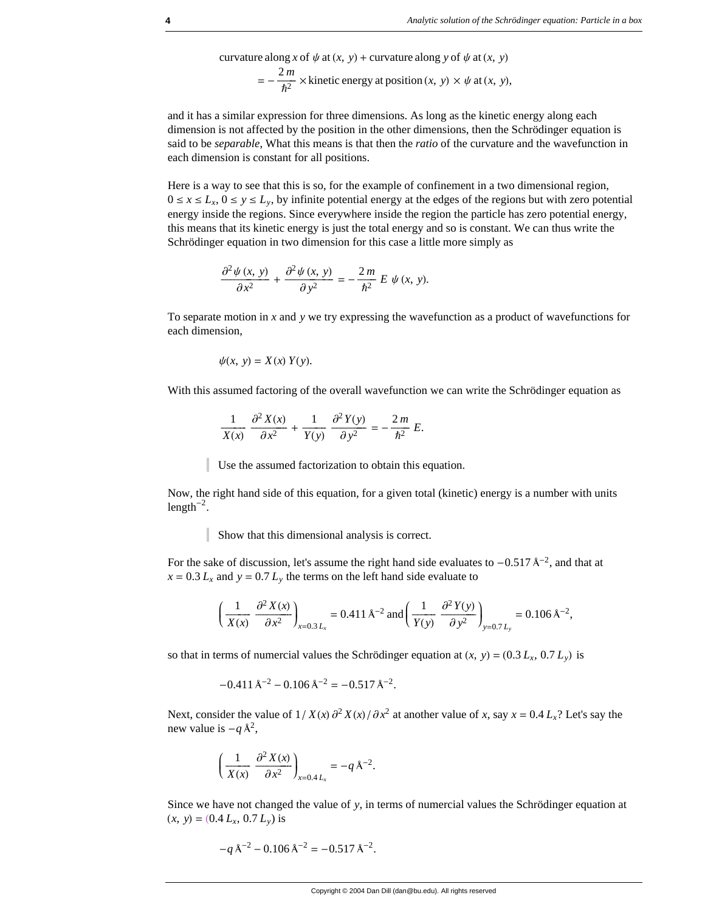$$\text{curvature along } x \text{ of } \psi \text{ at } (x,\ y) + \text{curvature along } y \text{ of } \psi \text{ at } (x,\ y)$$
$$= -\frac{2\,m}{\hbar^2} \times \text{kinetic energy at position } (x,\ y) \times \psi \text{ at } (x,\ y),$$

and it has a similar expression for three dimensions. As long as the kinetic energy along each dimension is not affected by the position in the other dimensions, then the Schrödinger equation is said to be *separable*, What this means is that then the *ratio* of the curvature and the wavefunction in each dimension is constant for all positions.

Here is a way to see that this is so, for the example of confinement in a two dimensional region, $0 \le x \le L_x$, $0 \le y \le L_y$, by infinite potential energy at the edges of the regions but with zero potential energy inside the regions. Since everywhere inside the region the particle has zero potential energy, this means that its kinetic energy is just the total energy and so is constant. We can thus write the Schrödinger equation in two dimension for this case a little more simply as

$$\frac{\partial^2 \psi\,(x,\ y)}{\partial x^2} + \frac{\partial^2 \psi\,(x,\ y)}{\partial y^2} = -\frac{2\,m}{\hbar^2}\ E\ \psi\,(x,\ y).$$

To separate motion in $x$ and $y$ we try expressing the wavefunction as a product of wavefunctions for each dimension,

$$\psi(x,\ y) = X(x)\,Y(y).$$

With this assumed factoring of the overall wavefunction we can write the Schrödinger equation as

$$\frac{1}{X(x)}\ \frac{\partial^2 X(x)}{\partial x^2} + \frac{1}{Y(y)}\ \frac{\partial^2 Y(y)}{\partial y^2} = -\frac{2\,m}{\hbar^2}\ E.$$

> Use the assumed factorization to obtain this equation.

Now, the right hand side of this equation, for a given total (kinetic) energy is a number with units length$^{-2}$.

> Show that this dimensional analysis is correct.

For the sake of discussion, let's assume the right hand side evaluates to $-0.517\ \text{Å}^{-2}$, and that at $x = 0.3\,L_x$ and $y = 0.7\,L_y$ the terms on the left hand side evaluate to

$$\left(\frac{1}{X(x)}\ \frac{\partial^2 X(x)}{\partial x^2}\right)_{x=0.3\,L_x} = 0.411\ \text{Å}^{-2} \text{ and} \left(\frac{1}{Y(y)}\ \frac{\partial^2 Y(y)}{\partial y^2}\right)_{y=0.7\,L_y} = 0.106\ \text{Å}^{-2},$$

so that in terms of numercial values the Schrödinger equation at $(x,\ y) = (0.3\,L_x,\ 0.7\,L_y)$ is

$$-0.411\ \text{Å}^{-2} - 0.106\ \text{Å}^{-2} = -0.517\ \text{Å}^{-2}.$$

Next, consider the value of $1/X(x)\,\partial^2 X(x)/\partial x^2$ at another value of $x$, say $x = 0.4\,L_x$? Let's say the new value is $-q\ \text{Å}^2$,

$$\left(\frac{1}{X(x)}\ \frac{\partial^2 X(x)}{\partial x^2}\right)_{x=0.4\,L_x} = -q\ \text{Å}^{-2}.$$

Since we have not changed the value of $y$, in terms of numercial values the Schrödinger equation at $(x,\ y) = (0.4\,L_x,\ 0.7\,L_y)$ is

$$-q\ \text{Å}^{-2} - 0.106\ \text{Å}^{-2} = -0.517\ \text{Å}^{-2}.$$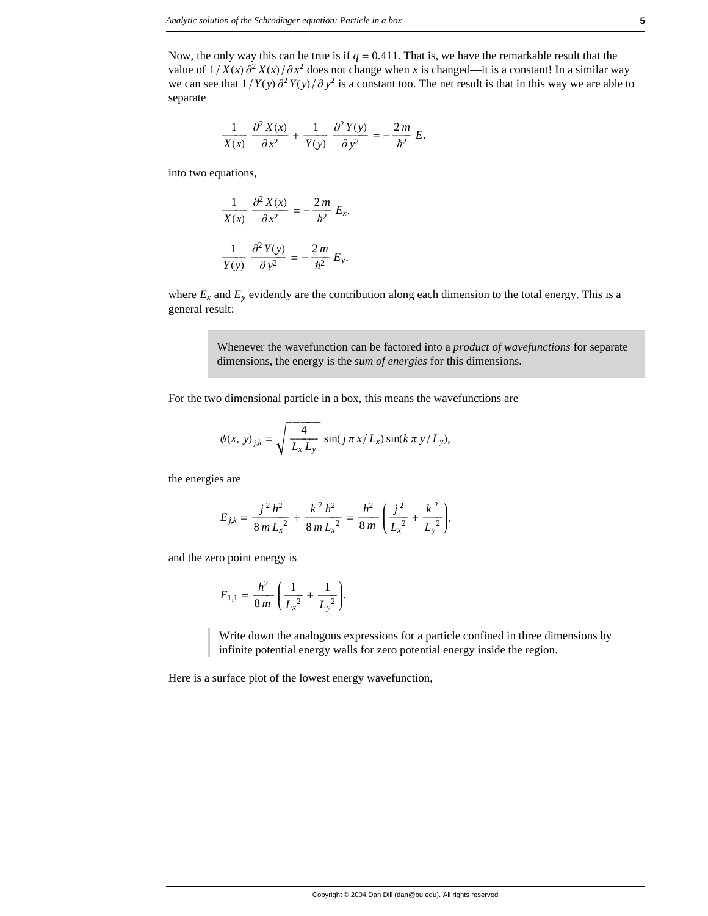Now, the only way this can be true is if $q = 0.411$. That is, we have the remarkable result that the value of $1/X(x)\,\partial^2 X(x)/\partial x^2$ does not change when $x$ is changed—it is a constant! In a similar way we can see that $1/Y(y)\,\partial^2 Y(y)/\partial y^2$ is a constant too. The net result is that in this way we are able to separate

$$\frac{1}{X(x)}\frac{\partial^2 X(x)}{\partial x^2} + \frac{1}{Y(y)}\frac{\partial^2 Y(y)}{\partial y^2} = -\frac{2m}{\hbar^2}E.$$

into two equations,

$$\frac{1}{X(x)}\frac{\partial^2 X(x)}{\partial x^2} = -\frac{2m}{\hbar^2}E_x.$$

$$\frac{1}{Y(y)}\frac{\partial^2 Y(y)}{\partial y^2} = -\frac{2m}{\hbar^2}E_y.$$

where $E_x$ and $E_y$ evidently are the contribution along each dimension to the total energy. This is a general result:

> Whenever the wavefunction can be factored into a *product of wavefunctions* for separate dimensions, the energy is the *sum of energies* for this dimensions.

For the two dimensional particle in a box, this means the wavefunctions are

$$\psi(x, y)_{j,k} = \sqrt{\frac{4}{L_x L_y}}\,\sin(j\pi x/L_x)\sin(k\pi y/L_y),$$

the energies are

$$E_{j,k} = \frac{j^2 h^2}{8 m L_x^2} + \frac{k^2 h^2}{8 m L_x^2} = \frac{h^2}{8m}\left(\frac{j^2}{L_x^2} + \frac{k^2}{L_y^2}\right),$$

and the zero point energy is

$$E_{1,1} = \frac{h^2}{8m}\left(\frac{1}{L_x^2} + \frac{1}{L_y^2}\right).$$

> Write down the analogous expressions for a particle confined in three dimensions by infinite potential energy walls for zero potential energy inside the region.

Here is a surface plot of the lowest energy wavefunction,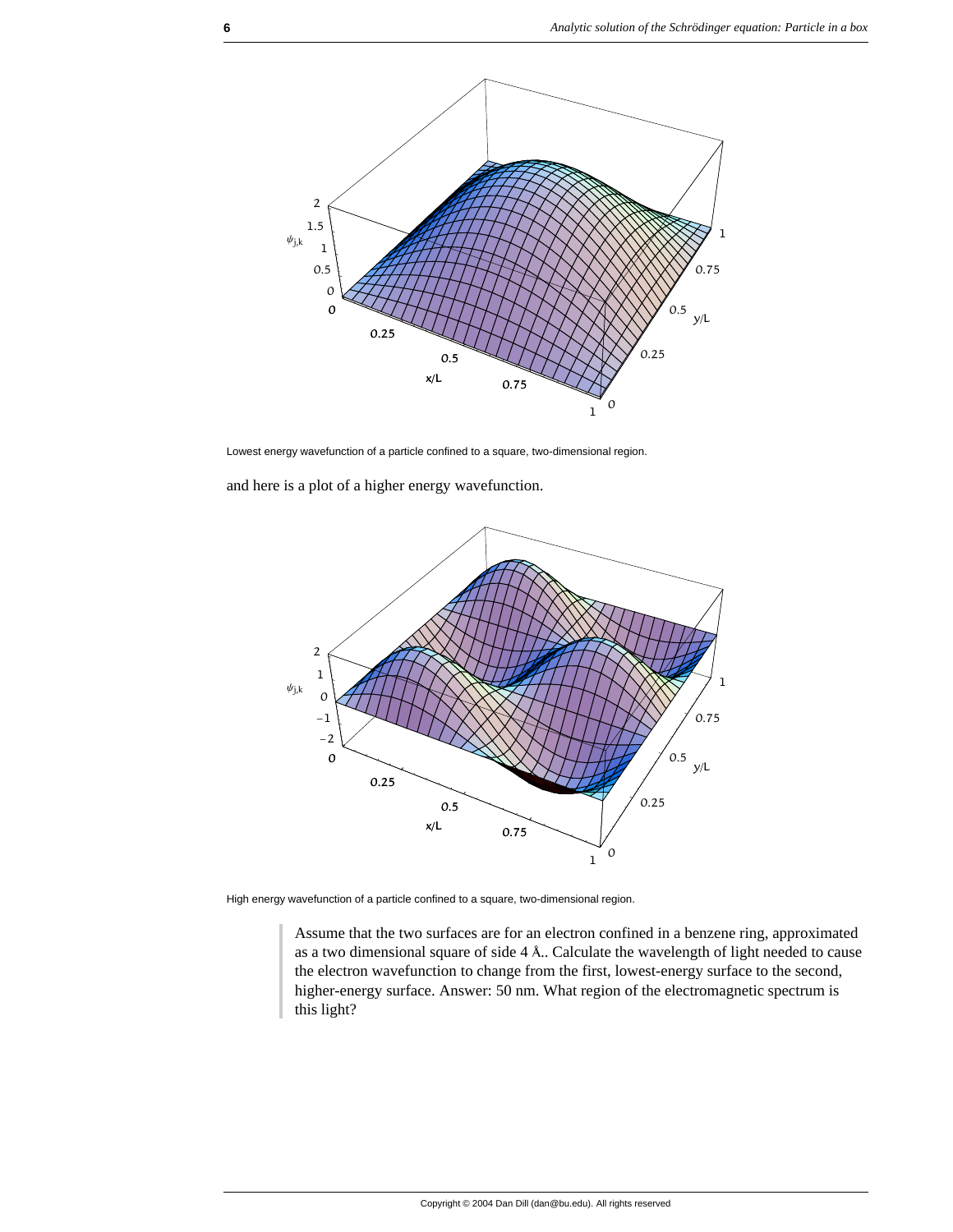Lowest energy wavefunction of a particle confined to a square, two-dimensional region.

and here is a plot of a higher energy wavefunction.

High energy wavefunction of a particle confined to a square, two-dimensional region.

> Assume that the two surfaces are for an electron confined in a benzene ring, approximated as a two dimensional square of side 4 Å.. Calculate the wavelength of light needed to cause the electron wavefunction to change from the first, lowest-energy surface to the second, higher-energy surface. Answer: 50 nm. What region of the electromagnetic spectrum is this light?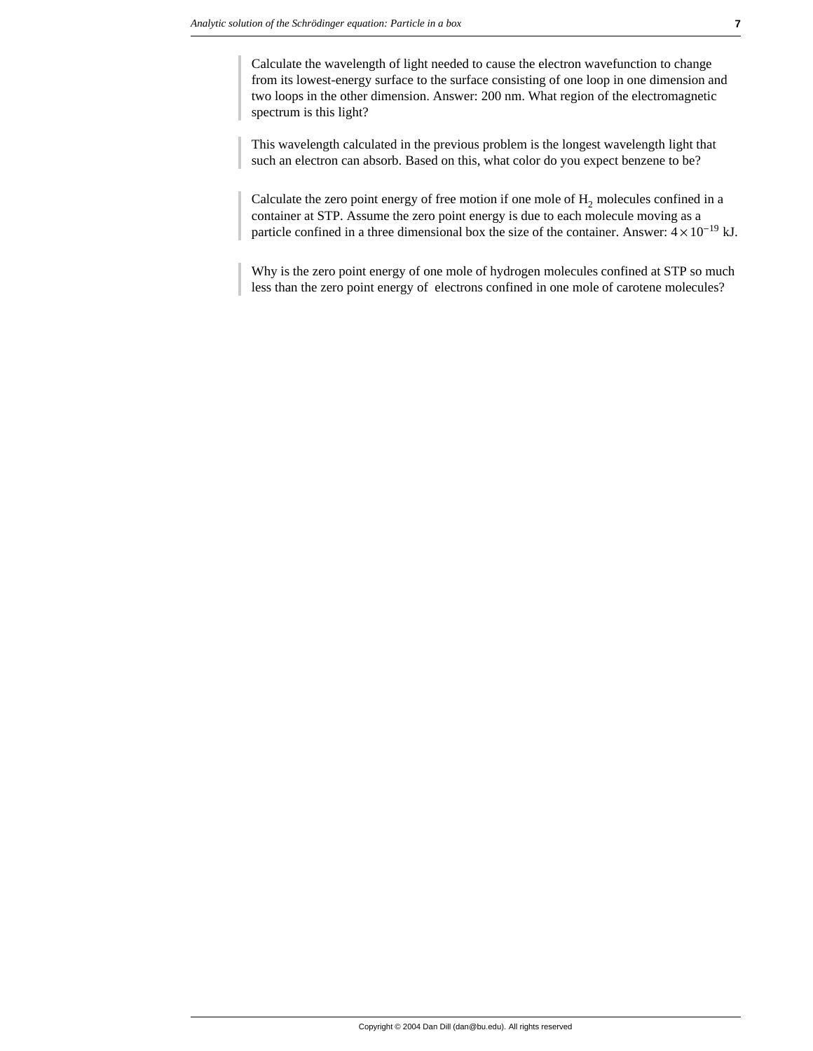Calculate the wavelength of light needed to cause the electron wavefunction to change from its lowest-energy surface to the surface consisting of one loop in one dimension and two loops in the other dimension. Answer: 200 nm. What region of the electromagnetic spectrum is this light?

This wavelength calculated in the previous problem is the longest wavelength light that such an electron can absorb. Based on this, what color do you expect benzene to be?

Calculate the zero point energy of free motion if one mole of $H_2$ molecules confined in a container at STP. Assume the zero point energy is due to each molecule moving as a particle confined in a three dimensional box the size of the container. Answer: $4 \times 10^{-19}$ kJ.

Why is the zero point energy of one mole of hydrogen molecules confined at STP so much less than the zero point energy of electrons confined in one mole of carotene molecules?